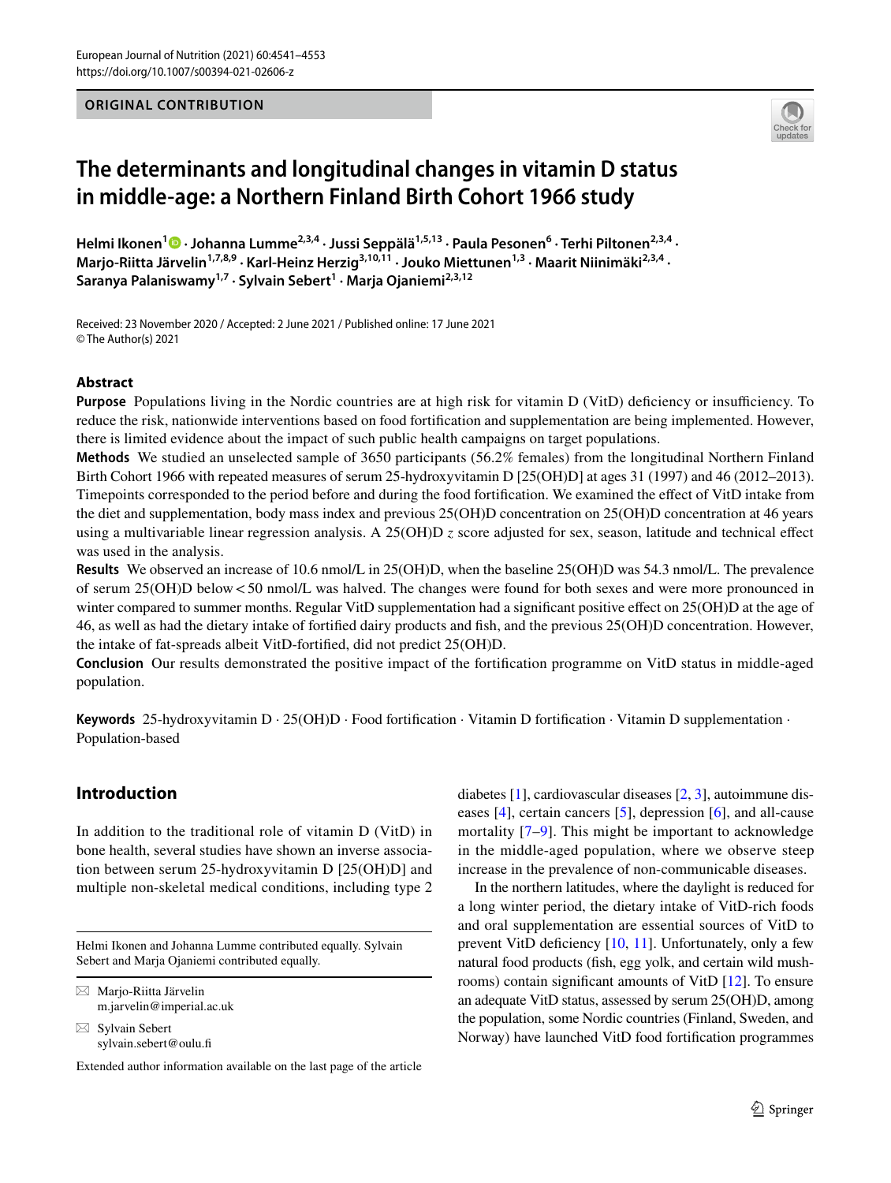ORIGINAL CONTRIBUTION

# The determinants and longitudinal changes in vitamin D status in middle-age: a Northern Finland Birth Cohort 1966 study

**Helmi Ikonen[1] · Johanna Lumme[2,3,4] · Jussi Seppälä[1,5,13] · Paula Pesonen[6] · Terhi Piltonen[2,3,4] · Marjo-Riitta Järvelin[1,7,8,9] · Karl-Heinz Herzig[3,10,11] · Jouko Miettunen[1,3] · Maarit Niinimäki[2,3,4] · Saranya Palaniswamy[1,7] · Sylvain Sebert[1] · Marja Ojaniemi[2,3,12]**

Received: 23 November 2020 / Accepted: 2 June 2021 / Published online: 17 June 2021
© The Author(s) 2021

## Abstract

**Purpose** Populations living in the Nordic countries are at high risk for vitamin D (VitD) deficiency or insufficiency. To reduce the risk, nationwide interventions based on food fortification and supplementation are being implemented. However, there is limited evidence about the impact of such public health campaigns on target populations.

**Methods** We studied an unselected sample of 3650 participants (56.2% females) from the longitudinal Northern Finland Birth Cohort 1966 with repeated measures of serum 25-hydroxyvitamin D [25(OH)D] at ages 31 (1997) and 46 (2012–2013). Timepoints corresponded to the period before and during the food fortification. We examined the effect of VitD intake from the diet and supplementation, body mass index and previous 25(OH)D concentration on 25(OH)D concentration at 46 years using a multivariable linear regression analysis. A 25(OH)D *z* score adjusted for sex, season, latitude and technical effect was used in the analysis.

**Results** We observed an increase of 10.6 nmol/L in 25(OH)D, when the baseline 25(OH)D was 54.3 nmol/L. The prevalence of serum 25(OH)D below < 50 nmol/L was halved. The changes were found for both sexes and were more pronounced in winter compared to summer months. Regular VitD supplementation had a significant positive effect on 25(OH)D at the age of 46, as well as had the dietary intake of fortified dairy products and fish, and the previous 25(OH)D concentration. However, the intake of fat-spreads albeit VitD-fortified, did not predict 25(OH)D.

**Conclusion** Our results demonstrated the positive impact of the fortification programme on VitD status in middle-aged population.

**Keywords** 25-hydroxyvitamin D · 25(OH)D · Food fortification · Vitamin D fortification · Vitamin D supplementation · Population-based

## Introduction

In addition to the traditional role of vitamin D (VitD) in bone health, several studies have shown an inverse association between serum 25-hydroxyvitamin D [25(OH)D] and multiple non-skeletal medical conditions, including type 2 diabetes [1], cardiovascular diseases [2, 3], autoimmune diseases [4], certain cancers [5], depression [6], and all-cause mortality [7–9]. This might be important to acknowledge in the middle-aged population, where we observe steep increase in the prevalence of non-communicable diseases.

In the northern latitudes, where the daylight is reduced for a long winter period, the dietary intake of VitD-rich foods and oral supplementation are essential sources of VitD to prevent VitD deficiency [10, 11]. Unfortunately, only a few natural food products (fish, egg yolk, and certain wild mushrooms) contain significant amounts of VitD [12]. To ensure an adequate VitD status, assessed by serum 25(OH)D, among the population, some Nordic countries (Finland, Sweden, and Norway) have launched VitD food fortification programmes

Helmi Ikonen and Johanna Lumme contributed equally. Sylvain Sebert and Marja Ojaniemi contributed equally.

✉ Marjo-Riitta Järvelin
m.jarvelin@imperial.ac.uk

✉ Sylvain Sebert
sylvain.sebert@oulu.fi

Extended author information available on the last page of the article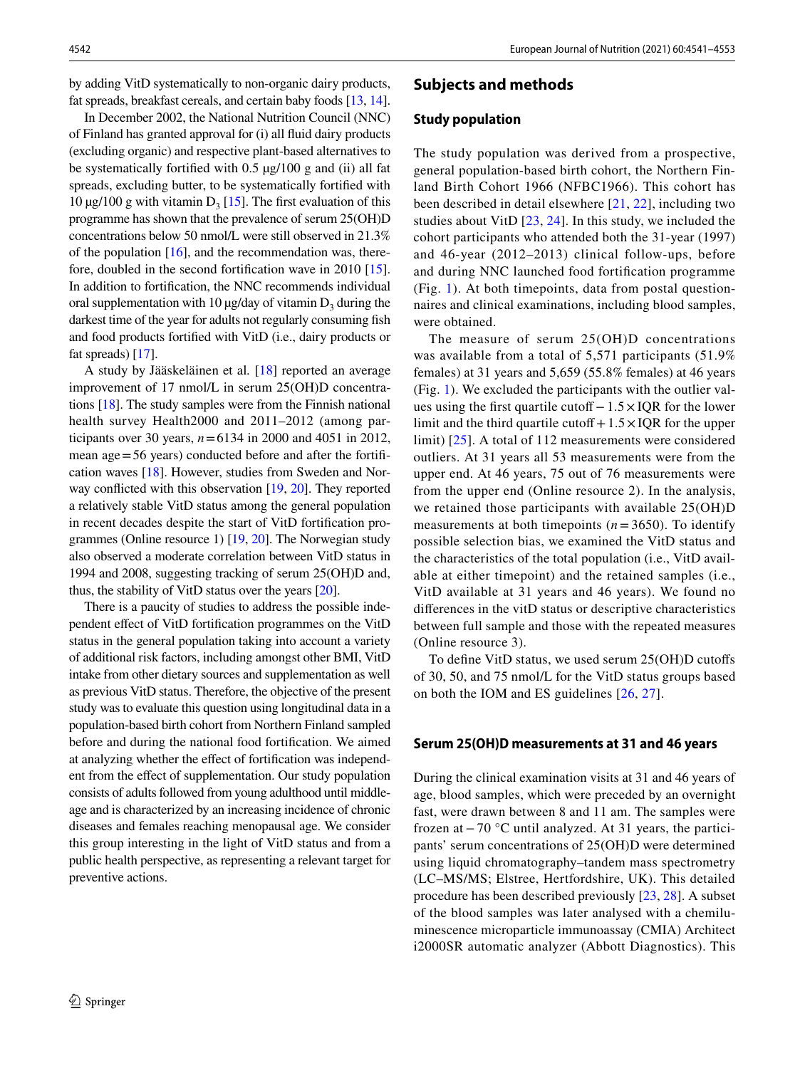by adding VitD systematically to non-organic dairy products, fat spreads, breakfast cereals, and certain baby foods [13, 14].

In December 2002, the National Nutrition Council (NNC) of Finland has granted approval for (i) all fluid dairy products (excluding organic) and respective plant-based alternatives to be systematically fortified with 0.5 µg/100 g and (ii) all fat spreads, excluding butter, to be systematically fortified with 10 µg/100 g with vitamin $D_3$ [15]. The first evaluation of this programme has shown that the prevalence of serum 25(OH)D concentrations below 50 nmol/L were still observed in 21.3% of the population [16], and the recommendation was, therefore, doubled in the second fortification wave in 2010 [15]. In addition to fortification, the NNC recommends individual oral supplementation with 10 µg/day of vitamin $D_3$ during the darkest time of the year for adults not regularly consuming fish and food products fortified with VitD (i.e., dairy products or fat spreads) [17].

A study by Jääskeläinen et al. [18] reported an average improvement of 17 nmol/L in serum 25(OH)D concentrations [18]. The study samples were from the Finnish national health survey Health2000 and 2011–2012 (among participants over 30 years, $n = 6134$ in 2000 and 4051 in 2012, mean age = 56 years) conducted before and after the fortification waves [18]. However, studies from Sweden and Norway conflicted with this observation [19, 20]. They reported a relatively stable VitD status among the general population in recent decades despite the start of VitD fortification programmes (Online resource 1) [19, 20]. The Norwegian study also observed a moderate correlation between VitD status in 1994 and 2008, suggesting tracking of serum 25(OH)D and, thus, the stability of VitD status over the years [20].

There is a paucity of studies to address the possible independent effect of VitD fortification programmes on the VitD status in the general population taking into account a variety of additional risk factors, including amongst other BMI, VitD intake from other dietary sources and supplementation as well as previous VitD status. Therefore, the objective of the present study was to evaluate this question using longitudinal data in a population-based birth cohort from Northern Finland sampled before and during the national food fortification. We aimed at analyzing whether the effect of fortification was independent from the effect of supplementation. Our study population consists of adults followed from young adulthood until middle-age and is characterized by an increasing incidence of chronic diseases and females reaching menopausal age. We consider this group interesting in the light of VitD status and from a public health perspective, as representing a relevant target for preventive actions.

## Subjects and methods

### Study population

The study population was derived from a prospective, general population-based birth cohort, the Northern Finland Birth Cohort 1966 (NFBC1966). This cohort has been described in detail elsewhere [21, 22], including two studies about VitD [23, 24]. In this study, we included the cohort participants who attended both the 31-year (1997) and 46-year (2012–2013) clinical follow-ups, before and during NNC launched food fortification programme (Fig. 1). At both timepoints, data from postal questionnaires and clinical examinations, including blood samples, were obtained.

The measure of serum 25(OH)D concentrations was available from a total of 5,571 participants (51.9% females) at 31 years and 5,659 (55.8% females) at 46 years (Fig. 1). We excluded the participants with the outlier values using the first quartile cutoff − 1.5 × IQR for the lower limit and the third quartile cutoff + 1.5 × IQR for the upper limit) [25]. A total of 112 measurements were considered outliers. At 31 years all 53 measurements were from the upper end. At 46 years, 75 out of 76 measurements were from the upper end (Online resource 2). In the analysis, we retained those participants with available 25(OH)D measurements at both timepoints ($n = 3650$). To identify possible selection bias, we examined the VitD status and the characteristics of the total population (i.e., VitD available at either timepoint) and the retained samples (i.e., VitD available at 31 years and 46 years). We found no differences in the vitD status or descriptive characteristics between full sample and those with the repeated measures (Online resource 3).

To define VitD status, we used serum 25(OH)D cutoffs of 30, 50, and 75 nmol/L for the VitD status groups based on both the IOM and ES guidelines [26, 27].

### Serum 25(OH)D measurements at 31 and 46 years

During the clinical examination visits at 31 and 46 years of age, blood samples, which were preceded by an overnight fast, were drawn between 8 and 11 am. The samples were frozen at − 70 °C until analyzed. At 31 years, the participants' serum concentrations of 25(OH)D were determined using liquid chromatography–tandem mass spectrometry (LC–MS/MS; Elstree, Hertfordshire, UK). This detailed procedure has been described previously [23, 28]. A subset of the blood samples was later analysed with a chemiluminescence microparticle immunoassay (CMIA) Architect i2000SR automatic analyzer (Abbott Diagnostics). This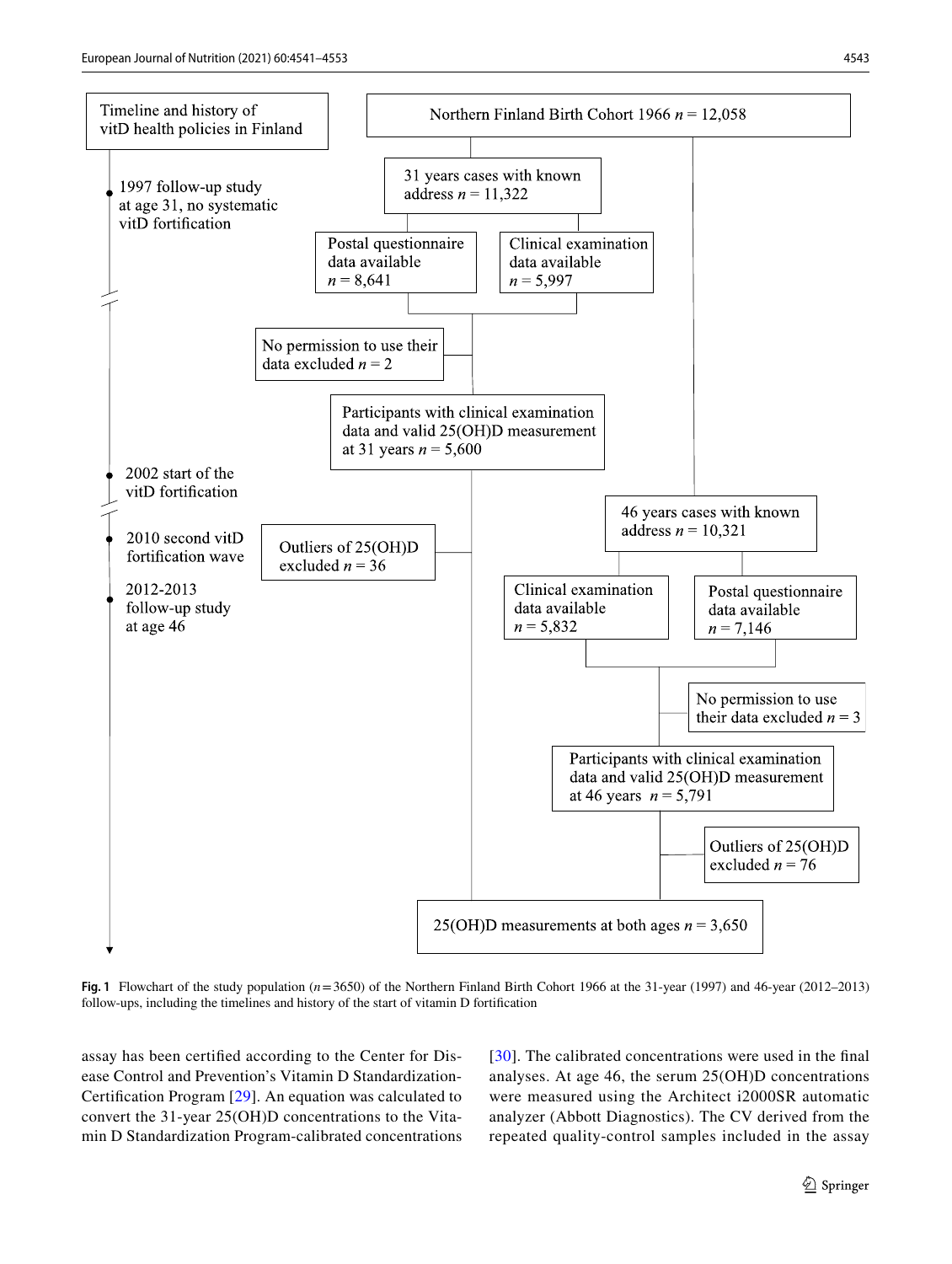Timeline and history of vitD health policies in Finland

- 1997 follow-up study at age 31, no systematic vitD fortification
- 2002 start of the vitD fortification
- 2010 second vitD fortification wave
- 2012-2013 follow-up study at age 46

Northern Finland Birth Cohort 1966 $n = 12{,}058$

31 years cases with known address $n = 11{,}322$

Postal questionnaire data available $n = 8{,}641$

Clinical examination data available $n = 5{,}997$

No permission to use their data excluded $n = 2$

Participants with clinical examination data and valid 25(OH)D measurement at 31 years $n = 5{,}600$

Outliers of 25(OH)D excluded $n = 36$

46 years cases with known address $n = 10{,}321$

Clinical examination data available $n = 5{,}832$

Postal questionnaire data available $n = 7{,}146$

No permission to use their data excluded $n = 3$

Participants with clinical examination data and valid 25(OH)D measurement at 46 years $n = 5{,}791$

Outliers of 25(OH)D excluded $n = 76$

25(OH)D measurements at both ages $n = 3{,}650$

**Fig. 1** Flowchart of the study population ($n = 3650$) of the Northern Finland Birth Cohort 1966 at the 31-year (1997) and 46-year (2012–2013) follow-ups, including the timelines and history of the start of vitamin D fortification

assay has been certified according to the Center for Disease Control and Prevention's Vitamin D Standardization-Certification Program [29]. An equation was calculated to convert the 31-year 25(OH)D concentrations to the Vitamin D Standardization Program-calibrated concentrations [30]. The calibrated concentrations were used in the final analyses. At age 46, the serum 25(OH)D concentrations were measured using the Architect i2000SR automatic analyzer (Abbott Diagnostics). The CV derived from the repeated quality-control samples included in the assay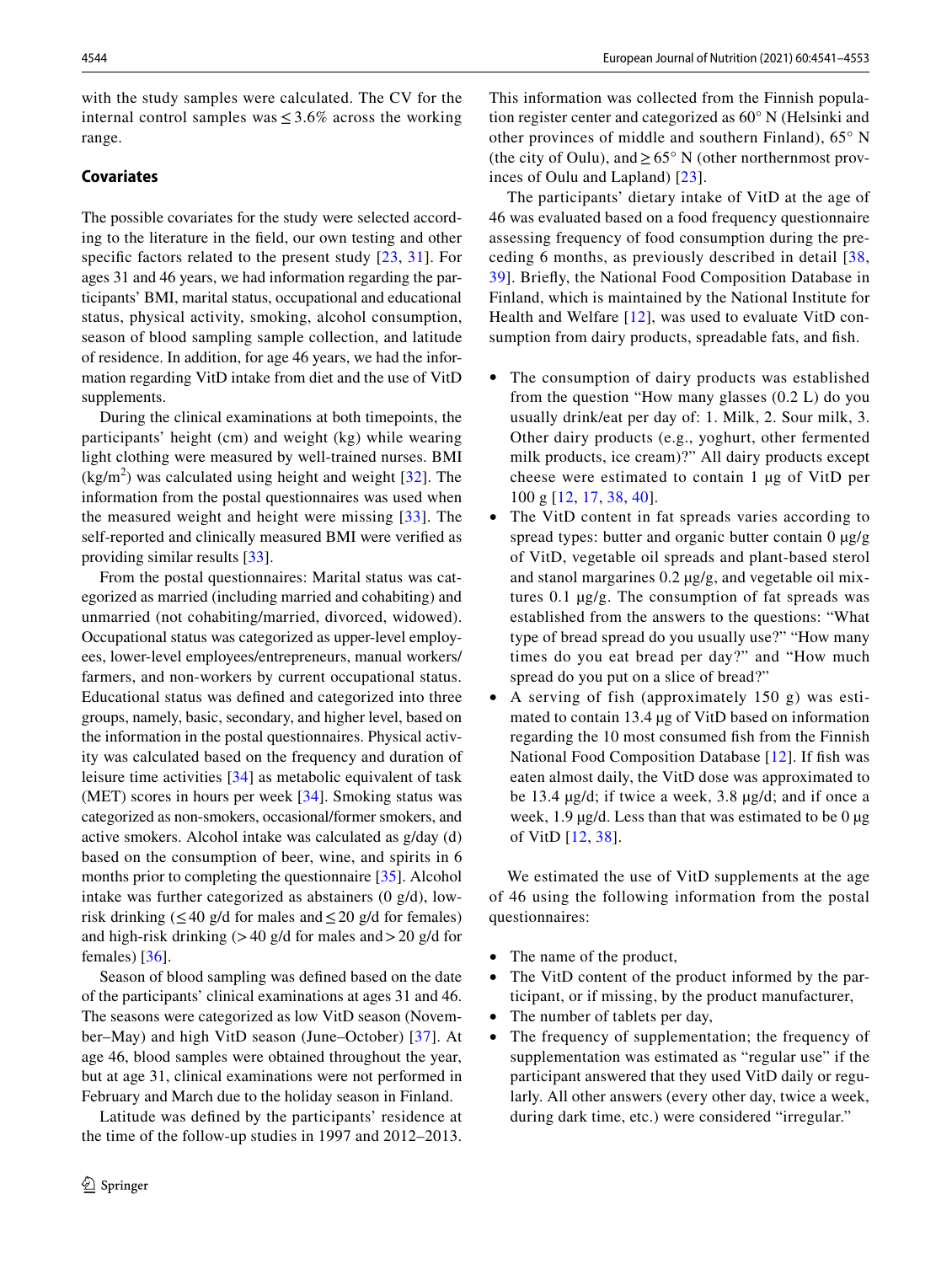with the study samples were calculated. The CV for the internal control samples was ≤ 3.6% across the working range.

### Covariates

The possible covariates for the study were selected according to the literature in the field, our own testing and other specific factors related to the present study [23, 31]. For ages 31 and 46 years, we had information regarding the participants' BMI, marital status, occupational and educational status, physical activity, smoking, alcohol consumption, season of blood sampling sample collection, and latitude of residence. In addition, for age 46 years, we had the information regarding VitD intake from diet and the use of VitD supplements.

During the clinical examinations at both timepoints, the participants' height (cm) and weight (kg) while wearing light clothing were measured by well-trained nurses. BMI ($kg/m^2$) was calculated using height and weight [32]. The information from the postal questionnaires was used when the measured weight and height were missing [33]. The self-reported and clinically measured BMI were verified as providing similar results [33].

From the postal questionnaires: Marital status was categorized as married (including married and cohabiting) and unmarried (not cohabiting/married, divorced, widowed). Occupational status was categorized as upper-level employees, lower-level employees/entrepreneurs, manual workers/farmers, and non-workers by current occupational status. Educational status was defined and categorized into three groups, namely, basic, secondary, and higher level, based on the information in the postal questionnaires. Physical activity was calculated based on the frequency and duration of leisure time activities [34] as metabolic equivalent of task (MET) scores in hours per week [34]. Smoking status was categorized as non-smokers, occasional/former smokers, and active smokers. Alcohol intake was calculated as g/day (d) based on the consumption of beer, wine, and spirits in 6 months prior to completing the questionnaire [35]. Alcohol intake was further categorized as abstainers (0 g/d), low-risk drinking (≤ 40 g/d for males and ≤ 20 g/d for females) and high-risk drinking (> 40 g/d for males and > 20 g/d for females) [36].

Season of blood sampling was defined based on the date of the participants' clinical examinations at ages 31 and 46. The seasons were categorized as low VitD season (November–May) and high VitD season (June–October) [37]. At age 46, blood samples were obtained throughout the year, but at age 31, clinical examinations were not performed in February and March due to the holiday season in Finland.

Latitude was defined by the participants' residence at the time of the follow-up studies in 1997 and 2012–2013. This information was collected from the Finnish population register center and categorized as 60° N (Helsinki and other provinces of middle and southern Finland), 65° N (the city of Oulu), and ≥ 65° N (other northernmost provinces of Oulu and Lapland) [23].

The participants' dietary intake of VitD at the age of 46 was evaluated based on a food frequency questionnaire assessing frequency of food consumption during the preceding 6 months, as previously described in detail [38, 39]. Briefly, the National Food Composition Database in Finland, which is maintained by the National Institute for Health and Welfare [12], was used to evaluate VitD consumption from dairy products, spreadable fats, and fish.

- The consumption of dairy products was established from the question "How many glasses (0.2 L) do you usually drink/eat per day of: 1. Milk, 2. Sour milk, 3. Other dairy products (e.g., yoghurt, other fermented milk products, ice cream)?" All dairy products except cheese were estimated to contain 1 µg of VitD per 100 g [12, 17, 38, 40].
- The VitD content in fat spreads varies according to spread types: butter and organic butter contain 0 µg/g of VitD, vegetable oil spreads and plant-based sterol and stanol margarines 0.2 µg/g, and vegetable oil mixtures 0.1 µg/g. The consumption of fat spreads was established from the answers to the questions: "What type of bread spread do you usually use?" "How many times do you eat bread per day?" and "How much spread do you put on a slice of bread?"
- A serving of fish (approximately 150 g) was estimated to contain 13.4 µg of VitD based on information regarding the 10 most consumed fish from the Finnish National Food Composition Database [12]. If fish was eaten almost daily, the VitD dose was approximated to be 13.4 µg/d; if twice a week, 3.8 µg/d; and if once a week, 1.9 µg/d. Less than that was estimated to be 0 µg of VitD [12, 38].

We estimated the use of VitD supplements at the age of 46 using the following information from the postal questionnaires:

- The name of the product,
- The VitD content of the product informed by the participant, or if missing, by the product manufacturer,
- The number of tablets per day,
- The frequency of supplementation; the frequency of supplementation was estimated as "regular use" if the participant answered that they used VitD daily or regularly. All other answers (every other day, twice a week, during dark time, etc.) were considered "irregular."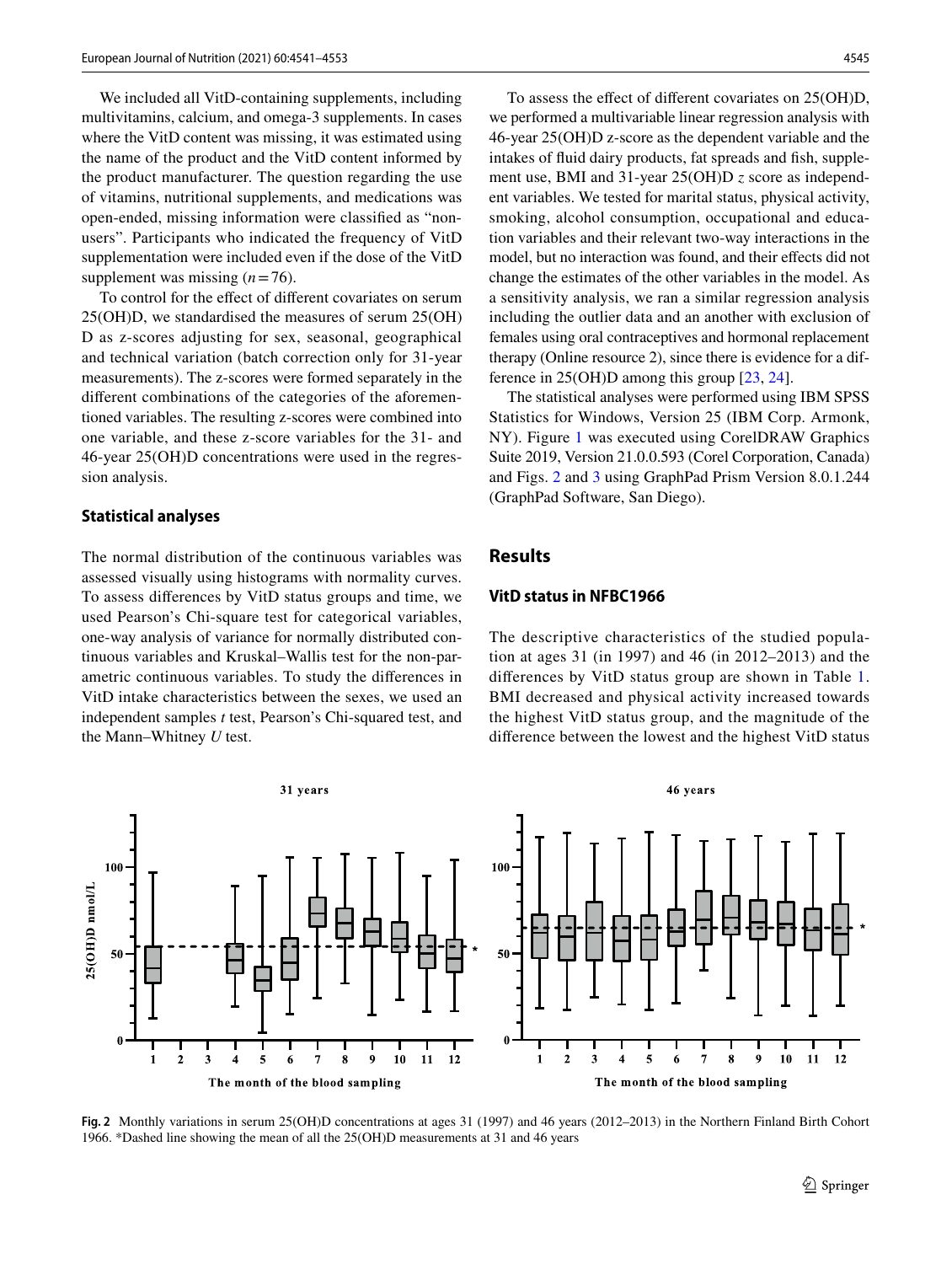We included all VitD-containing supplements, including multivitamins, calcium, and omega-3 supplements. In cases where the VitD content was missing, it was estimated using the name of the product and the VitD content informed by the product manufacturer. The question regarding the use of vitamins, nutritional supplements, and medications was open-ended, missing information were classified as "non-users". Participants who indicated the frequency of VitD supplementation were included even if the dose of the VitD supplement was missing ($n = 76$).

To control for the effect of different covariates on serum 25(OH)D, we standardised the measures of serum 25(OH) D as z-scores adjusting for sex, seasonal, geographical and technical variation (batch correction only for 31-year measurements). The z-scores were formed separately in the different combinations of the categories of the aforementioned variables. The resulting z-scores were combined into one variable, and these z-score variables for the 31- and 46-year 25(OH)D concentrations were used in the regression analysis.

### Statistical analyses

The normal distribution of the continuous variables was assessed visually using histograms with normality curves. To assess differences by VitD status groups and time, we used Pearson's Chi-square test for categorical variables, one-way analysis of variance for normally distributed continuous variables and Kruskal–Wallis test for the non-parametric continuous variables. To study the differences in VitD intake characteristics between the sexes, we used an independent samples *t* test, Pearson's Chi-squared test, and the Mann–Whitney *U* test.

To assess the effect of different covariates on 25(OH)D, we performed a multivariable linear regression analysis with 46-year 25(OH)D z-score as the dependent variable and the intakes of fluid dairy products, fat spreads and fish, supplement use, BMI and 31-year 25(OH)D *z* score as independent variables. We tested for marital status, physical activity, smoking, alcohol consumption, occupational and education variables and their relevant two-way interactions in the model, but no interaction was found, and their effects did not change the estimates of the other variables in the model. As a sensitivity analysis, we ran a similar regression analysis including the outlier data and an another with exclusion of females using oral contraceptives and hormonal replacement therapy (Online resource 2), since there is evidence for a difference in 25(OH)D among this group [23, 24].

The statistical analyses were performed using IBM SPSS Statistics for Windows, Version 25 (IBM Corp. Armonk, NY). Figure 1 was executed using CorelDRAW Graphics Suite 2019, Version 21.0.0.593 (Corel Corporation, Canada) and Figs. 2 and 3 using GraphPad Prism Version 8.0.1.244 (GraphPad Software, San Diego).

## Results

### VitD status in NFBC1966

The descriptive characteristics of the studied population at ages 31 (in 1997) and 46 (in 2012–2013) and the differences by VitD status group are shown in Table 1. BMI decreased and physical activity increased towards the highest VitD status group, and the magnitude of the difference between the lowest and the highest VitD status

**Fig. 2** Monthly variations in serum 25(OH)D concentrations at ages 31 (1997) and 46 years (2012–2013) in the Northern Finland Birth Cohort 1966. *Dashed line showing the mean of all the 25(OH)D measurements at 31 and 46 years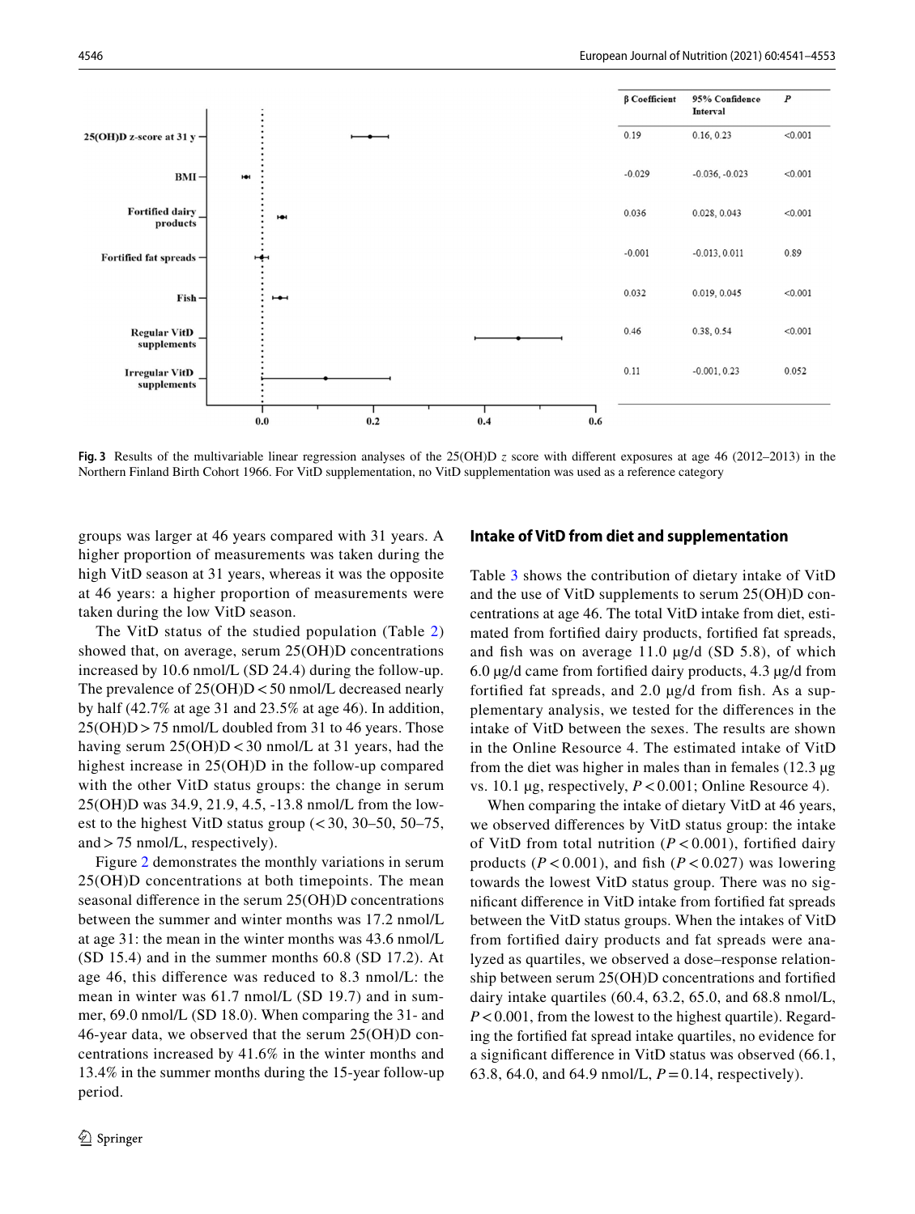| | β Coefficient | 95% Confidence Interval | P |
|---|---|---|---|
| 25(OH)D z-score at 31 y | 0.19 | 0.16, 0.23 | <0.001 |
| BMI | -0.029 | -0.036, -0.023 | <0.001 |
| Fortified dairy products | 0.036 | 0.028, 0.043 | <0.001 |
| Fortified fat spreads | -0.001 | -0.013, 0.011 | 0.89 |
| Fish | 0.032 | 0.019, 0.045 | <0.001 |
| Regular VitD supplements | 0.46 | 0.38, 0.54 | <0.001 |
| Irregular VitD supplements | 0.11 | -0.001, 0.23 | 0.052 |

**Fig. 3** Results of the multivariable linear regression analyses of the 25(OH)D *z* score with different exposures at age 46 (2012–2013) in the Northern Finland Birth Cohort 1966. For VitD supplementation, no VitD supplementation was used as a reference category

groups was larger at 46 years compared with 31 years. A higher proportion of measurements was taken during the high VitD season at 31 years, whereas it was the opposite at 46 years: a higher proportion of measurements were taken during the low VitD season.

The VitD status of the studied population (Table 2) showed that, on average, serum 25(OH)D concentrations increased by 10.6 nmol/L (SD 24.4) during the follow-up. The prevalence of 25(OH)D < 50 nmol/L decreased nearly by half (42.7% at age 31 and 23.5% at age 46). In addition, 25(OH)D > 75 nmol/L doubled from 31 to 46 years. Those having serum 25(OH)D < 30 nmol/L at 31 years, had the highest increase in 25(OH)D in the follow-up compared with the other VitD status groups: the change in serum 25(OH)D was 34.9, 21.9, 4.5, -13.8 nmol/L from the lowest to the highest VitD status group (< 30, 30–50, 50–75, and > 75 nmol/L, respectively).

Figure 2 demonstrates the monthly variations in serum 25(OH)D concentrations at both timepoints. The mean seasonal difference in the serum 25(OH)D concentrations between the summer and winter months was 17.2 nmol/L at age 31: the mean in the winter months was 43.6 nmol/L (SD 15.4) and in the summer months 60.8 (SD 17.2). At age 46, this difference was reduced to 8.3 nmol/L: the mean in winter was 61.7 nmol/L (SD 19.7) and in summer, 69.0 nmol/L (SD 18.0). When comparing the 31- and 46-year data, we observed that the serum 25(OH)D concentrations increased by 41.6% in the winter months and 13.4% in the summer months during the 15-year follow-up period.

### Intake of VitD from diet and supplementation

Table 3 shows the contribution of dietary intake of VitD and the use of VitD supplements to serum 25(OH)D concentrations at age 46. The total VitD intake from diet, estimated from fortified dairy products, fortified fat spreads, and fish was on average 11.0 µg/d (SD 5.8), of which 6.0 µg/d came from fortified dairy products, 4.3 µg/d from fortified fat spreads, and 2.0 µg/d from fish. As a supplementary analysis, we tested for the differences in the intake of VitD between the sexes. The results are shown in the Online Resource 4. The estimated intake of VitD from the diet was higher in males than in females (12.3 µg vs. 10.1 µg, respectively, $P < 0.001$; Online Resource 4).

When comparing the intake of dietary VitD at 46 years, we observed differences by VitD status group: the intake of VitD from total nutrition ($P < 0.001$), fortified dairy products ($P < 0.001$), and fish ($P < 0.027$) was lowering towards the lowest VitD status group. There was no significant difference in VitD intake from fortified fat spreads between the VitD status groups. When the intakes of VitD from fortified dairy products and fat spreads were analyzed as quartiles, we observed a dose–response relationship between serum 25(OH)D concentrations and fortified dairy intake quartiles (60.4, 63.2, 65.0, and 68.8 nmol/L, $P < 0.001$, from the lowest to the highest quartile). Regarding the fortified fat spread intake quartiles, no evidence for a significant difference in VitD status was observed (66.1, 63.8, 64.0, and 64.9 nmol/L, $P = 0.14$, respectively).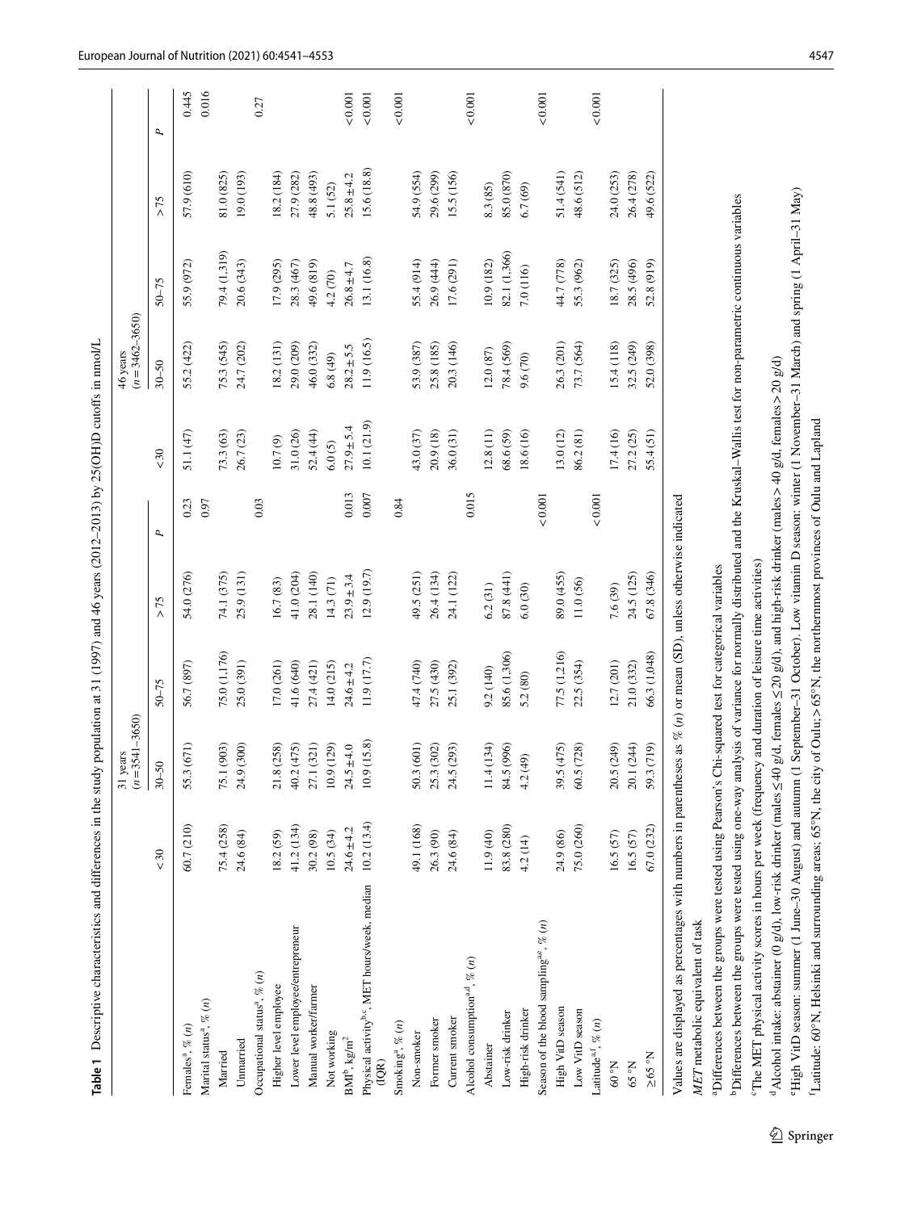**Table 1** Descriptive characteristics and differences in the study population at 31 (1997) and 46 years (2012–2013) by 25(OH)D cutoffs in nmol/L

| | 31 years ($n = 3541–3650$) | | | | | 46 years ($n = 3462–3650$) | | | | |
|---|---|---|---|---|---|---|---|---|---|---|
| | < 30 | 30–50 | 50–75 | > 75 | *P* | < 30 | 30–50 | 50–75 | > 75 | *P* |
| Females[a], % (*n*) | 60.7 (210) | 55.3 (671) | 56.7 (897) | 54.0 (276) | 0.23 | 51.1 (47) | 55.2 (422) | 55.9 (972) | 57.9 (610) | 0.445 |
| Marital status[a], % (*n*) | | | | | 0.97 | | | | | 0.016 |
| Married | 75.4 (258) | 75.1 (903) | 75.0 (1,176) | 74.1 (375) | | 73.3 (63) | 75.3 (545) | 79.4 (1,319) | 81.0 (825) | |
| Unmarried | 24.6 (84) | 24.9 (300) | 25.0 (391) | 25.9 (131) | | 26.7 (23) | 24.7 (202) | 20.6 (343) | 19.0 (193) | |
| Occupational status[a], % (*n*) | | | | | 0.03 | | | | | 0.27 |
| Higher level employee | 18.2 (59) | 21.8 (258) | 17.0 (261) | 16.7 (83) | | 10.7 (9) | 18.2 (131) | 17.9 (295) | 18.2 (184) | |
| Lower level employee/entrepreneur | 41.2 (134) | 40.2 (475) | 41.6 (640) | 41.0 (204) | | 31.0 (26) | 29.0 (209) | 28.3 (467) | 27.9 (282) | |
| Manual worker/farmer | 30.2 (98) | 27.1 (321) | 27.4 (421) | 28.1 (140) | | 52.4 (44) | 46.0 (332) | 49.6 (819) | 48.8 (493) | |
| Not working | 10.5 (34) | 10.9 (129) | 14.0 (215) | 14.3 (71) | | 6.0 (5) | 6.8 (49) | 4.2 (70) | 5.1 (52) | |
| BMI[b], kg/m$^2$ | 24.6 ± 4.2 | 24.5 ± 4.0 | 24.6 ± 4.2 | 23.9 ± 3.4 | 0.013 | 27.9 ± 5.4 | 28.2 ± 5.5 | 26.8 ± 4.7 | 25.8 ± 4.2 | < 0.001 |
| Physical activity[b,c], MET hours/week, median (IQR) | 10.2 (13.4) | 10.9 (15.8) | 11.9 (17.7) | 12.9 (19.7) | 0.007 | 10.1 (21.9) | 11.9 (16.5) | 13.1 (16.8) | 15.6 (18.8) | < 0.001 |
| Smoking[a], % (*n*) | | | | | 0.84 | | | | | < 0.001 |
| Non-smoker | 49.1 (168) | 50.3 (601) | 47.4 (740) | 49.5 (251) | | 43.0 (37) | 53.9 (387) | 55.4 (914) | 54.9 (554) | |
| Former smoker | 26.3 (90) | 25.3 (302) | 27.5 (430) | 26.4 (134) | | 20.9 (18) | 25.8 (185) | 26.9 (444) | 29.6 (299) | |
| Current smoker | 24.6 (84) | 24.5 (293) | 25.1 (392) | 24.1 (122) | | 36.0 (31) | 20.3 (146) | 17.6 (291) | 15.5 (156) | |
| Alcohol consumption[a,d], % (*n*) | | | | | 0.015 | | | | | < 0.001 |
| Abstainer | 11.9 (40) | 11.4 (134) | 9.2 (140) | 6.2 (31) | | 12.8 (11) | 12.0 (87) | 10.9 (182) | 8.3 (85) | |
| Low-risk drinker | 83.8 (280) | 84.5 (996) | 85.6 (1,306) | 87.8 (441) | | 68.6 (59) | 78.4 (569) | 82.1 (1,366) | 85.0 (870) | |
| High-risk drinker | 4.2 (14) | 4.2 (49) | 5.2 (80) | 6.0 (30) | | 18.6 (16) | 9.6 (70) | 7.0 (116) | 6.7 (69) | |
| Season of the blood sampling[a,e], % (*n*) | | | | | < 0.001 | | | | | < 0.001 |
| High VitD season | 24.9 (86) | 39.5 (475) | 77.5 (1,216) | 89.0 (455) | | 13.0 (12) | 26.3 (201) | 44.7 (778) | 51.4 (541) | |
| Low VitD season | 75.0 (260) | 60.5 (728) | 22.5 (354) | 11.0 (56) | | 86.2 (81) | 73.7 (564) | 55.3 (962) | 48.6 (512) | |
| Latitude[a,f], % (*n*) | | | | | < 0.001 | | | | | < 0.001 |
| 60 °N | 16.5 (57) | 20.5 (249) | 12.7 (201) | 7.6 (39) | | 17.4 (16) | 15.4 (118) | 18.7 (325) | 24.0 (253) | |
| 65 °N | 16.5 (57) | 20.1 (244) | 21.0 (332) | 24.5 (125) | | 27.2 (25) | 32.5 (249) | 28.5 (496) | 26.4 (278) | |
| ≥ 65 °N | 67.0 (232) | 59.3 (719) | 66.3 (1,048) | 67.8 (346) | | 55.4 (51) | 52.0 (398) | 52.8 (919) | 49.6 (522) | |

Values are displayed as percentages with numbers in parentheses as % (*n*) or mean (SD), unless otherwise indicated

*MET* metabolic equivalent of task

[a]Differences between the groups were tested using Pearson's Chi-squared test for categorical variables

[b]Differences between the groups were tested using one-way analysis of variance for normally distributed and the Kruskal–Wallis test for non-parametric continuous variables

[c]The MET physical activity scores in hours per week (frequency and duration of leisure time activities)

[d]Alcohol intake: abstainer (0 g/d), low-risk drinker (males ≤ 40 g/d, females ≤ 20 g/d), and high-risk drinker (males > 40 g/d, females > 20 g/d)

[e]High VitD season: summer (1 June–30 August) and autumn (1 September–31 October). Low vitamin D season: winter (1 November–31 March) and spring (1 April–31 May)

[f]Latitude: 60°N, Helsinki and surrounding areas; 65°N, the city of Oulu; > 65°N, the northernmost provinces of Oulu and Lapland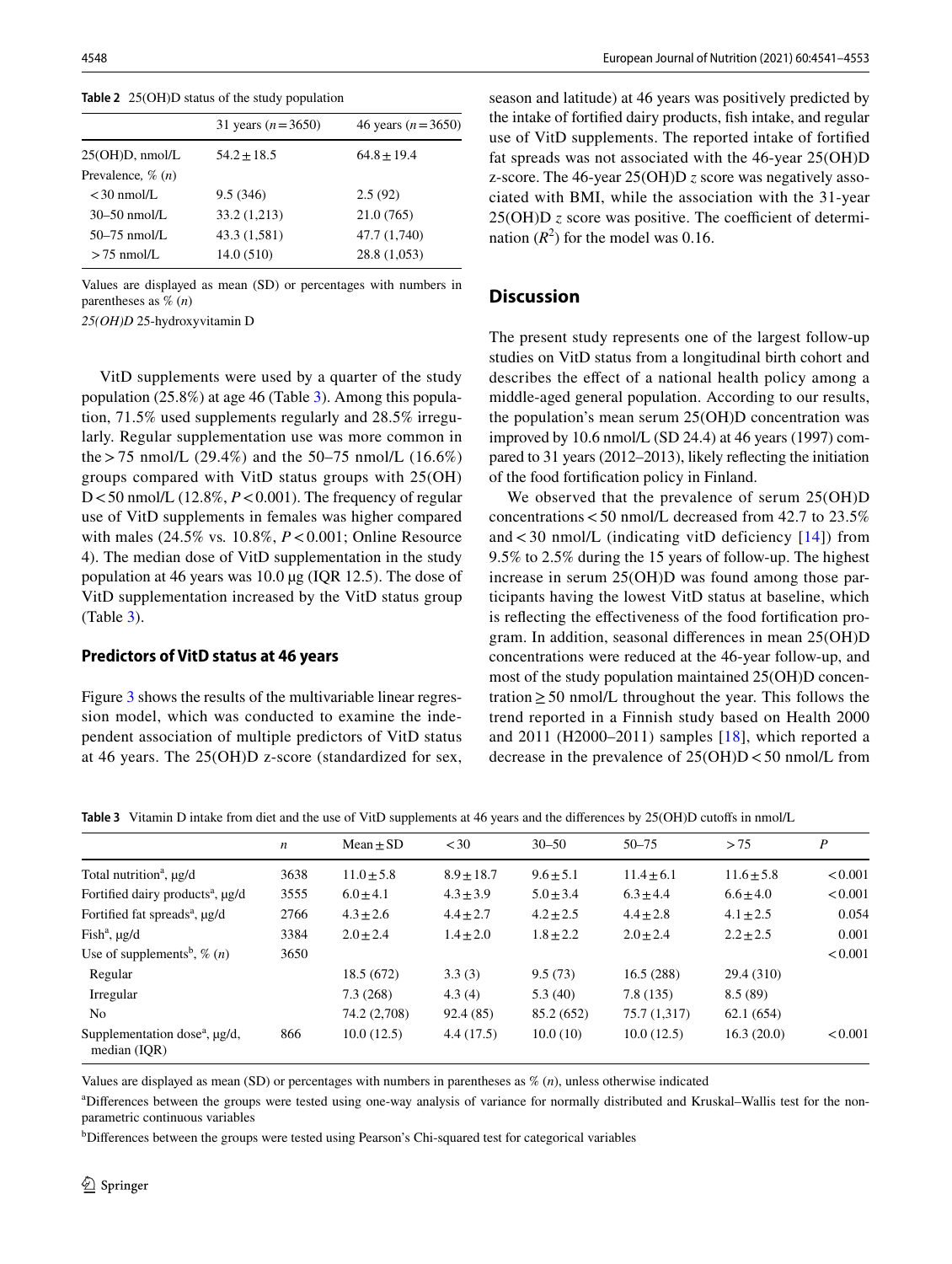**Table 2** 25(OH)D status of the study population

| | 31 years ($n = 3650$) | 46 years ($n = 3650$) |
|---|---|---|
| 25(OH)D, nmol/L | 54.2 ± 18.5 | 64.8 ± 19.4 |
| Prevalence, % (*n*) | | |
| < 30 nmol/L | 9.5 (346) | 2.5 (92) |
| 30–50 nmol/L | 33.2 (1,213) | 21.0 (765) |
| 50–75 nmol/L | 43.3 (1,581) | 47.7 (1,740) |
| > 75 nmol/L | 14.0 (510) | 28.8 (1,053) |

Values are displayed as mean (SD) or percentages with numbers in parentheses as % (*n*)

*25(OH)D* 25-hydroxyvitamin D

VitD supplements were used by a quarter of the study population (25.8%) at age 46 (Table 3). Among this population, 71.5% used supplements regularly and 28.5% irregularly. Regular supplementation use was more common in the > 75 nmol/L (29.4%) and the 50–75 nmol/L (16.6%) groups compared with VitD status groups with 25(OH)D < 50 nmol/L (12.8%, $P < 0.001$). The frequency of regular use of VitD supplements in females was higher compared with males (24.5% vs. 10.8%, $P < 0.001$; Online Resource 4). The median dose of VitD supplementation in the study population at 46 years was 10.0 µg (IQR 12.5). The dose of VitD supplementation increased by the VitD status group (Table 3).

### Predictors of VitD status at 46 years

Figure 3 shows the results of the multivariable linear regression model, which was conducted to examine the independent association of multiple predictors of VitD status at 46 years. The 25(OH)D z-score (standardized for sex, season and latitude) at 46 years was positively predicted by the intake of fortified dairy products, fish intake, and regular use of VitD supplements. The reported intake of fortified fat spreads was not associated with the 46-year 25(OH)D z-score. The 46-year 25(OH)D *z* score was negatively associated with BMI, while the association with the 31-year 25(OH)D *z* score was positive. The coefficient of determination ($R^2$) for the model was 0.16.

## Discussion

The present study represents one of the largest follow-up studies on VitD status from a longitudinal birth cohort and describes the effect of a national health policy among a middle-aged general population. According to our results, the population's mean serum 25(OH)D concentration was improved by 10.6 nmol/L (SD 24.4) at 46 years (1997) compared to 31 years (2012–2013), likely reflecting the initiation of the food fortification policy in Finland.

We observed that the prevalence of serum 25(OH)D concentrations < 50 nmol/L decreased from 42.7 to 23.5% and < 30 nmol/L (indicating vitD deficiency [14]) from 9.5% to 2.5% during the 15 years of follow-up. The highest increase in serum 25(OH)D was found among those participants having the lowest VitD status at baseline, which is reflecting the effectiveness of the food fortification program. In addition, seasonal differences in mean 25(OH)D concentrations were reduced at the 46-year follow-up, and most of the study population maintained 25(OH)D concentration ≥ 50 nmol/L throughout the year. This follows the trend reported in a Finnish study based on Health 2000 and 2011 (H2000–2011) samples [18], which reported a decrease in the prevalence of 25(OH)D < 50 nmol/L from

**Table 3** Vitamin D intake from diet and the use of VitD supplements at 46 years and the differences by 25(OH)D cutoffs in nmol/L

| | *n* | Mean ± SD | < 30 | 30–50 | 50–75 | > 75 | *P* |
|---|---|---|---|---|---|---|---|
| Total nutrition[a], µg/d | 3638 | 11.0 ± 5.8 | 8.9 ± 18.7 | 9.6 ± 5.1 | 11.4 ± 6.1 | 11.6 ± 5.8 | < 0.001 |
| Fortified dairy products[a], µg/d | 3555 | 6.0 ± 4.1 | 4.3 ± 3.9 | 5.0 ± 3.4 | 6.3 ± 4.4 | 6.6 ± 4.0 | < 0.001 |
| Fortified fat spreads[a], µg/d | 2766 | 4.3 ± 2.6 | 4.4 ± 2.7 | 4.2 ± 2.5 | 4.4 ± 2.8 | 4.1 ± 2.5 | 0.054 |
| Fish[a], µg/d | 3384 | 2.0 ± 2.4 | 1.4 ± 2.0 | 1.8 ± 2.2 | 2.0 ± 2.4 | 2.2 ± 2.5 | 0.001 |
| Use of supplements[b], % (*n*) | 3650 | | | | | | < 0.001 |
| Regular | | 18.5 (672) | 3.3 (3) | 9.5 (73) | 16.5 (288) | 29.4 (310) | |
| Irregular | | 7.3 (268) | 4.3 (4) | 5.3 (40) | 7.8 (135) | 8.5 (89) | |
| No | | 74.2 (2,708) | 92.4 (85) | 85.2 (652) | 75.7 (1,317) | 62.1 (654) | |
| Supplementation dose[a], µg/d, median (IQR) | 866 | 10.0 (12.5) | 4.4 (17.5) | 10.0 (10) | 10.0 (12.5) | 16.3 (20.0) | < 0.001 |

Values are displayed as mean (SD) or percentages with numbers in parentheses as % (*n*), unless otherwise indicated

[a]Differences between the groups were tested using one-way analysis of variance for normally distributed and Kruskal–Wallis test for the non-parametric continuous variables

[b]Differences between the groups were tested using Pearson's Chi-squared test for categorical variables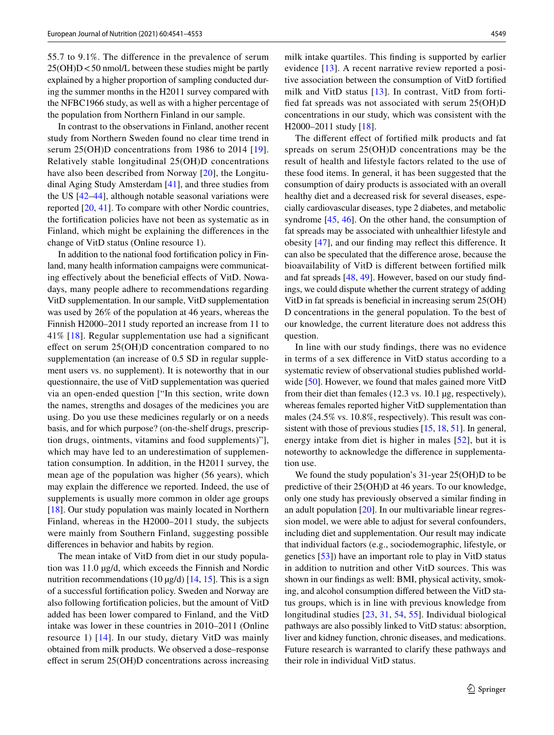55.7 to 9.1%. The difference in the prevalence of serum 25(OH)D < 50 nmol/L between these studies might be partly explained by a higher proportion of sampling conducted during the summer months in the H2011 survey compared with the NFBC1966 study, as well as with a higher percentage of the population from Northern Finland in our sample.

In contrast to the observations in Finland, another recent study from Northern Sweden found no clear time trend in serum 25(OH)D concentrations from 1986 to 2014 [19]. Relatively stable longitudinal 25(OH)D concentrations have also been described from Norway [20], the Longitudinal Aging Study Amsterdam [41], and three studies from the US [42–44], although notable seasonal variations were reported [20, 41]. To compare with other Nordic countries, the fortification policies have not been as systematic as in Finland, which might be explaining the differences in the change of VitD status (Online resource 1).

In addition to the national food fortification policy in Finland, many health information campaigns were communicating effectively about the beneficial effects of VitD. Nowadays, many people adhere to recommendations regarding VitD supplementation. In our sample, VitD supplementation was used by 26% of the population at 46 years, whereas the Finnish H2000–2011 study reported an increase from 11 to 41% [18]. Regular supplementation use had a significant effect on serum 25(OH)D concentration compared to no supplementation (an increase of 0.5 SD in regular supplement users vs. no supplement). It is noteworthy that in our questionnaire, the use of VitD supplementation was queried via an open-ended question ["In this section, write down the names, strengths and dosages of the medicines you are using. Do you use these medicines regularly or on a needs basis, and for which purpose? (on-the-shelf drugs, prescription drugs, ointments, vitamins and food supplements)"], which may have led to an underestimation of supplementation consumption. In addition, in the H2011 survey, the mean age of the population was higher (56 years), which may explain the difference we reported. Indeed, the use of supplements is usually more common in older age groups [18]. Our study population was mainly located in Northern Finland, whereas in the H2000–2011 study, the subjects were mainly from Southern Finland, suggesting possible differences in behavior and habits by region.

The mean intake of VitD from diet in our study population was 11.0 µg/d, which exceeds the Finnish and Nordic nutrition recommendations (10 µg/d) [14, 15]. This is a sign of a successful fortification policy. Sweden and Norway are also following fortification policies, but the amount of VitD added has been lower compared to Finland, and the VitD intake was lower in these countries in 2010–2011 (Online resource 1) [14]. In our study, dietary VitD was mainly obtained from milk products. We observed a dose–response effect in serum 25(OH)D concentrations across increasing milk intake quartiles. This finding is supported by earlier evidence [13]. A recent narrative review reported a positive association between the consumption of VitD fortified milk and VitD status [13]. In contrast, VitD from fortified fat spreads was not associated with serum 25(OH)D concentrations in our study, which was consistent with the H2000–2011 study [18].

The different effect of fortified milk products and fat spreads on serum 25(OH)D concentrations may be the result of health and lifestyle factors related to the use of these food items. In general, it has been suggested that the consumption of dairy products is associated with an overall healthy diet and a decreased risk for several diseases, especially cardiovascular diseases, type 2 diabetes, and metabolic syndrome [45, 46]. On the other hand, the consumption of fat spreads may be associated with unhealthier lifestyle and obesity [47], and our finding may reflect this difference. It can also be speculated that the difference arose, because the bioavailability of VitD is different between fortified milk and fat spreads [48, 49]. However, based on our study findings, we could dispute whether the current strategy of adding VitD in fat spreads is beneficial in increasing serum 25(OH)D concentrations in the general population. To the best of our knowledge, the current literature does not address this question.

In line with our study findings, there was no evidence in terms of a sex difference in VitD status according to a systematic review of observational studies published worldwide [50]. However, we found that males gained more VitD from their diet than females (12.3 vs. 10.1 µg, respectively), whereas females reported higher VitD supplementation than males (24.5% vs. 10.8%, respectively). This result was consistent with those of previous studies [15, 18, 51]. In general, energy intake from diet is higher in males [52], but it is noteworthy to acknowledge the difference in supplementation use.

We found the study population's 31-year 25(OH)D to be predictive of their 25(OH)D at 46 years. To our knowledge, only one study has previously observed a similar finding in an adult population [20]. In our multivariable linear regression model, we were able to adjust for several confounders, including diet and supplementation. Our result may indicate that individual factors (e.g., sociodemographic, lifestyle, or genetics [53]) have an important role to play in VitD status in addition to nutrition and other VitD sources. This was shown in our findings as well: BMI, physical activity, smoking, and alcohol consumption differed between the VitD status groups, which is in line with previous knowledge from longitudinal studies [23, 31, 54, 55]. Individual biological pathways are also possibly linked to VitD status: absorption, liver and kidney function, chronic diseases, and medications. Future research is warranted to clarify these pathways and their role in individual VitD status.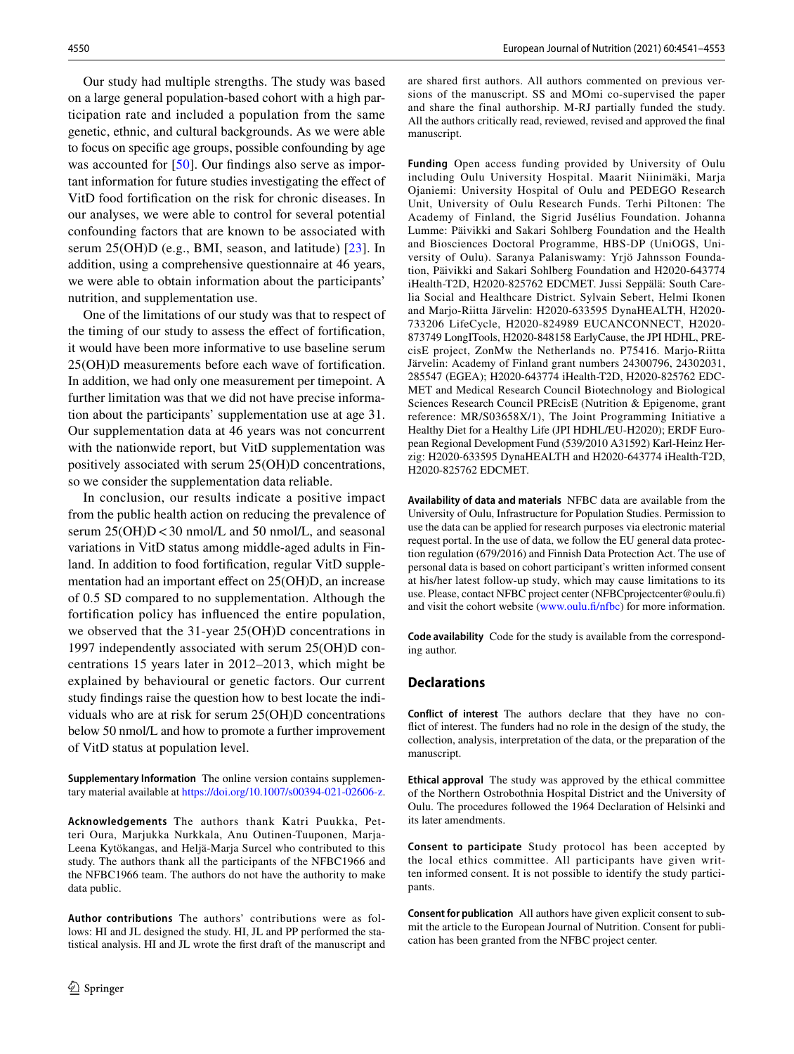Our study had multiple strengths. The study was based on a large general population-based cohort with a high participation rate and included a population from the same genetic, ethnic, and cultural backgrounds. As we were able to focus on specific age groups, possible confounding by age was accounted for [50]. Our findings also serve as important information for future studies investigating the effect of VitD food fortification on the risk for chronic diseases. In our analyses, we were able to control for several potential confounding factors that are known to be associated with serum 25(OH)D (e.g., BMI, season, and latitude) [23]. In addition, using a comprehensive questionnaire at 46 years, we were able to obtain information about the participants' nutrition, and supplementation use.

One of the limitations of our study was that to respect of the timing of our study to assess the effect of fortification, it would have been more informative to use baseline serum 25(OH)D measurements before each wave of fortification. In addition, we had only one measurement per timepoint. A further limitation was that we did not have precise information about the participants' supplementation use at age 31. Our supplementation data at 46 years was not concurrent with the nationwide report, but VitD supplementation was positively associated with serum 25(OH)D concentrations, so we consider the supplementation data reliable.

In conclusion, our results indicate a positive impact from the public health action on reducing the prevalence of serum 25(OH)D < 30 nmol/L and 50 nmol/L, and seasonal variations in VitD status among middle-aged adults in Finland. In addition to food fortification, regular VitD supplementation had an important effect on 25(OH)D, an increase of 0.5 SD compared to no supplementation. Although the fortification policy has influenced the entire population, we observed that the 31-year 25(OH)D concentrations in 1997 independently associated with serum 25(OH)D concentrations 15 years later in 2012–2013, which might be explained by behavioural or genetic factors. Our current study findings raise the question how to best locate the individuals who are at risk for serum 25(OH)D concentrations below 50 nmol/L and how to promote a further improvement of VitD status at population level.

**Supplementary Information** The online version contains supplementary material available at https://doi.org/10.1007/s00394-021-02606-z.

**Acknowledgements** The authors thank Katri Puukka, Petteri Oura, Marjukka Nurkkala, Anu Outinen-Tuuponen, Marja-Leena Kytökangas, and Heljä-Marja Surcel who contributed to this study. The authors thank all the participants of the NFBC1966 and the NFBC1966 team. The authors do not have the authority to make data public.

**Author contributions** The authors' contributions were as follows: HI and JL designed the study. HI, JL and PP performed the statistical analysis. HI and JL wrote the first draft of the manuscript and are shared first authors. All authors commented on previous versions of the manuscript. SS and MOmi co-supervised the paper and share the final authorship. M-RJ partially funded the study. All the authors critically read, reviewed, revised and approved the final manuscript.

**Funding** Open access funding provided by University of Oulu including Oulu University Hospital. Maarit Niinimäki, Marja Ojaniemi: University Hospital of Oulu and PEDEGO Research Unit, University of Oulu Research Funds. Terhi Piltonen: The Academy of Finland, the Sigrid Jusélius Foundation. Johanna Lumme: Päivikki and Sakari Sohlberg Foundation and the Health and Biosciences Doctoral Programme, HBS-DP (UniOGS, University of Oulu). Saranya Palaniswamy: Yrjö Jahnsson Foundation, Päivikki and Sakari Sohlberg Foundation and H2020-643774 iHealth-T2D, H2020-825762 EDCMET. Jussi Seppälä: South Carelia Social and Healthcare District. Sylvain Sebert, Helmi Ikonen and Marjo-Riitta Järvelin: H2020-633595 DynaHEALTH, H2020-733206 LifeCycle, H2020-824989 EUCANCONNECT, H2020-873749 LongITools, H2020-848158 EarlyCause, the JPI HDHL, PREcisE project, ZonMw the Netherlands no. P75416. Marjo-Riitta Järvelin: Academy of Finland grant numbers 24300796, 24302031, 285547 (EGEA); H2020-643774 iHealth-T2D, H2020-825762 EDCMET and Medical Research Council Biotechnology and Biological Sciences Research Council PREcisE (Nutrition & Epigenome, grant reference: MR/S03658X/1), The Joint Programming Initiative a Healthy Diet for a Healthy Life (JPI HDHL/EU-H2020); ERDF European Regional Development Fund (539/2010 A31592) Karl-Heinz Herzig: H2020-633595 DynaHEALTH and H2020-643774 iHealth-T2D, H2020-825762 EDCMET.

**Availability of data and materials** NFBC data are available from the University of Oulu, Infrastructure for Population Studies. Permission to use the data can be applied for research purposes via electronic material request portal. In the use of data, we follow the EU general data protection regulation (679/2016) and Finnish Data Protection Act. The use of personal data is based on cohort participant's written informed consent at his/her latest follow-up study, which may cause limitations to its use. Please, contact NFBC project center (NFBCprojectcenter@oulu.fi) and visit the cohort website (www.oulu.fi/nfbc) for more information.

**Code availability** Code for the study is available from the corresponding author.

## Declarations

**Conflict of interest** The authors declare that they have no conflict of interest. The funders had no role in the design of the study, the collection, analysis, interpretation of the data, or the preparation of the manuscript.

**Ethical approval** The study was approved by the ethical committee of the Northern Ostrobothnia Hospital District and the University of Oulu. The procedures followed the 1964 Declaration of Helsinki and its later amendments.

**Consent to participate** Study protocol has been accepted by the local ethics committee. All participants have given written informed consent. It is not possible to identify the study participants.

**Consent for publication** All authors have given explicit consent to submit the article to the European Journal of Nutrition. Consent for publication has been granted from the NFBC project center.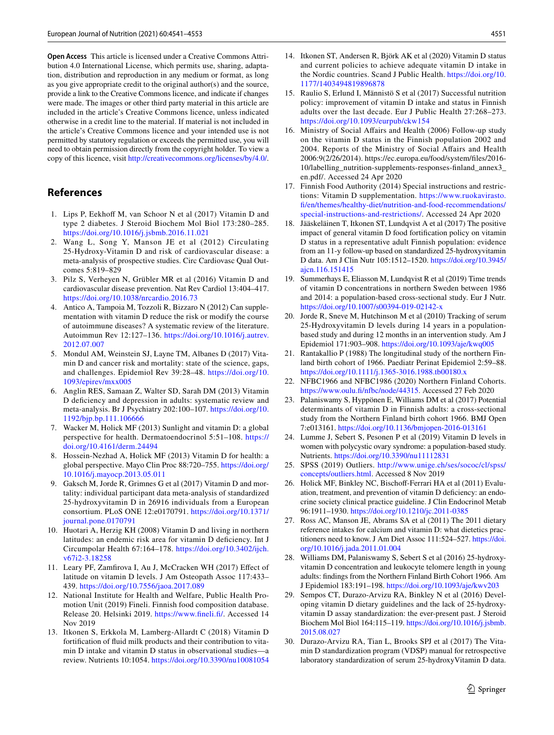**Open Access** This article is licensed under a Creative Commons Attribution 4.0 International License, which permits use, sharing, adaptation, distribution and reproduction in any medium or format, as long as you give appropriate credit to the original author(s) and the source, provide a link to the Creative Commons licence, and indicate if changes were made. The images or other third party material in this article are included in the article's Creative Commons licence, unless indicated otherwise in a credit line to the material. If material is not included in the article's Creative Commons licence and your intended use is not permitted by statutory regulation or exceeds the permitted use, you will need to obtain permission directly from the copyright holder. To view a copy of this licence, visit http://creativecommons.org/licenses/by/4.0/.

## References

1. Lips P, Eekhoff M, van Schoor N et al (2017) Vitamin D and type 2 diabetes. J Steroid Biochem Mol Biol 173:280–285. https://doi.org/10.1016/j.jsbmb.2016.11.021
2. Wang L, Song Y, Manson JE et al (2012) Circulating 25-Hydroxy-Vitamin D and risk of cardiovascular disease: a meta-analysis of prospective studies. Circ Cardiovasc Qual Outcomes 5:819–829
3. Pilz S, Verheyen N, Grübler MR et al (2016) Vitamin D and cardiovascular disease prevention. Nat Rev Cardiol 13:404–417. https://doi.org/10.1038/nrcardio.2016.73
4. Antico A, Tampoia M, Tozzoli R, Bizzaro N (2012) Can supplementation with vitamin D reduce the risk or modify the course of autoimmune diseases? A systematic review of the literature. Autoimmun Rev 12:127–136. https://doi.org/10.1016/j.autrev.2012.07.007
5. Mondul AM, Weinstein SJ, Layne TM, Albanes D (2017) Vitamin D and cancer risk and mortality: state of the science, gaps, and challenges. Epidemiol Rev 39:28–48. https://doi.org/10.1093/epirev/mxx005
6. Anglin RES, Samaan Z, Walter SD, Sarah DM (2013) Vitamin D deficiency and depression in adults: systematic review and meta-analysis. Br J Psychiatry 202:100–107. https://doi.org/10.1192/bjp.bp.111.106666
7. Wacker M, Holick MF (2013) Sunlight and vitamin D: a global perspective for health. Dermatoendocrinol 5:51–108. https://doi.org/10.4161/derm.24494
8. Hossein-Nezhad A, Holick MF (2013) Vitamin D for health: a global perspective. Mayo Clin Proc 88:720–755. https://doi.org/10.1016/j.mayocp.2013.05.011
9. Gaksch M, Jorde R, Grimnes G et al (2017) Vitamin D and mortality: individual participant data meta-analysis of standardized 25-hydroxyvitamin D in 26916 individuals from a European consortium. PLoS ONE 12:e0170791. https://doi.org/10.1371/journal.pone.0170791
10. Huotari A, Herzig KH (2008) Vitamin D and living in northern latitudes: an endemic risk area for vitamin D deficiency. Int J Circumpolar Health 67:164–178. https://doi.org/10.3402/ijch.v67i2-3.18258
11. Leary PF, Zamfirova I, Au J, McCracken WH (2017) Effect of latitude on vitamin D levels. J Am Osteopath Assoc 117:433–439. https://doi.org/10.7556/jaoa.2017.089
12. National Institute for Health and Welfare, Public Health Promotion Unit (2019) Fineli. Finnish food composition database. Release 20. Helsinki 2019. https://www.fineli.fi/. Accessed 14 Nov 2019
13. Itkonen S, Erkkola M, Lamberg-Allardt C (2018) Vitamin D fortification of fluid milk products and their contribution to vitamin D intake and vitamin D status in observational studies—a review. Nutrients 10:1054. https://doi.org/10.3390/nu10081054
14. Itkonen ST, Andersen R, Björk AK et al (2020) Vitamin D status and current policies to achieve adequate vitamin D intake in the Nordic countries. Scand J Public Health. https://doi.org/10.1177/1403494819896878
15. Raulio S, Erlund I, Männistö S et al (2017) Successful nutrition policy: improvement of vitamin D intake and status in Finnish adults over the last decade. Eur J Public Health 27:268–273. https://doi.org/10.1093/eurpub/ckw154
16. Ministry of Social Affairs and Health (2006) Follow-up study on the vitamin D status in the Finnish population 2002 and 2004. Reports of the Ministry of Social Affairs and Health 2006:9(2/26/2014). https://ec.europa.eu/food/system/files/2016-10/labelling_nutrition-supplements-responses-finland_annex3_en.pdf/. Accessed 24 Apr 2020
17. Finnish Food Authority (2014) Special instructions and restrictions: Vitamin D supplementation. https://www.ruokavirasto.fi/en/themes/healthy-diet/nutrition-and-food-recommendations/special-instructions-and-restrictions/. Accessed 24 Apr 2020
18. Jääskeläinen T, Itkonen ST, Lundqvist A et al (2017) The positive impact of general vitamin D food fortification policy on vitamin D status in a representative adult Finnish population: evidence from an 11-y follow-up based on standardized 25-hydroxyvitamin D data. Am J Clin Nutr 105:1512–1520. https://doi.org/10.3945/ajcn.116.151415
19. Summerhays E, Eliasson M, Lundqvist R et al (2019) Time trends of vitamin D concentrations in northern Sweden between 1986 and 2014: a population-based cross-sectional study. Eur J Nutr. https://doi.org/10.1007/s00394-019-02142-x
20. Jorde R, Sneve M, Hutchinson M et al (2010) Tracking of serum 25-Hydroxyvitamin D levels during 14 years in a population-based study and during 12 months in an intervention study. Am J Epidemiol 171:903–908. https://doi.org/10.1093/aje/kwq005
21. Rantakallio P (1988) The longitudinal study of the northern Finland birth cohort of 1966. Paediatr Perinat Epidemiol 2:59–88. https://doi.org/10.1111/j.1365-3016.1988.tb00180.x
22. NFBC1966 and NFBC1986 (2020) Northern Finland Cohorts. https://www.oulu.fi/nfbc/node/44315. Accessed 27 Feb 2020
23. Palaniswamy S, Hyppönen E, Williams DM et al (2017) Potential determinants of vitamin D in Finnish adults: a cross-sectional study from the Northern Finland birth cohort 1966. BMJ Open 7:e013161. https://doi.org/10.1136/bmjopen-2016-013161
24. Lumme J, Sebert S, Pesonen P et al (2019) Vitamin D levels in women with polycystic ovary syndrome: a population-based study. Nutrients. https://doi.org/10.3390/nu11112831
25. SPSS (2019) Outliers. http://www.unige.ch/ses/sococ/cl/spss/concepts/outliers.html. Accessed 8 Nov 2019
26. Holick MF, Binkley NC, Bischoff-Ferrari HA et al (2011) Evaluation, treatment, and prevention of vitamin D deficiency: an endocrine society clinical practice guideline. J Clin Endocrinol Metab 96:1911–1930. https://doi.org/10.1210/jc.2011-0385
27. Ross AC, Manson JE, Abrams SA et al (2011) The 2011 dietary reference intakes for calcium and vitamin D: what dietetics practitioners need to know. J Am Diet Assoc 111:524–527. https://doi.org/10.1016/j.jada.2011.01.004
28. Williams DM, Palaniswamy S, Sebert S et al (2016) 25-hydroxyvitamin D concentration and leukocyte telomere length in young adults: findings from the Northern Finland Birth Cohort 1966. Am J Epidemiol 183:191–198. https://doi.org/10.1093/aje/kwv203
29. Sempos CT, Durazo-Arvizu RA, Binkley N et al (2016) Developing vitamin D dietary guidelines and the lack of 25-hydroxyvitamin D assay standardization: the ever-present past. J Steroid Biochem Mol Biol 164:115–119. https://doi.org/10.1016/j.jsbmb.2015.08.027
30. Durazo-Arvizu RA, Tian L, Brooks SPJ et al (2017) The Vitamin D standardization program (VDSP) manual for retrospective laboratory standardization of serum 25-hydroxyVitamin D data.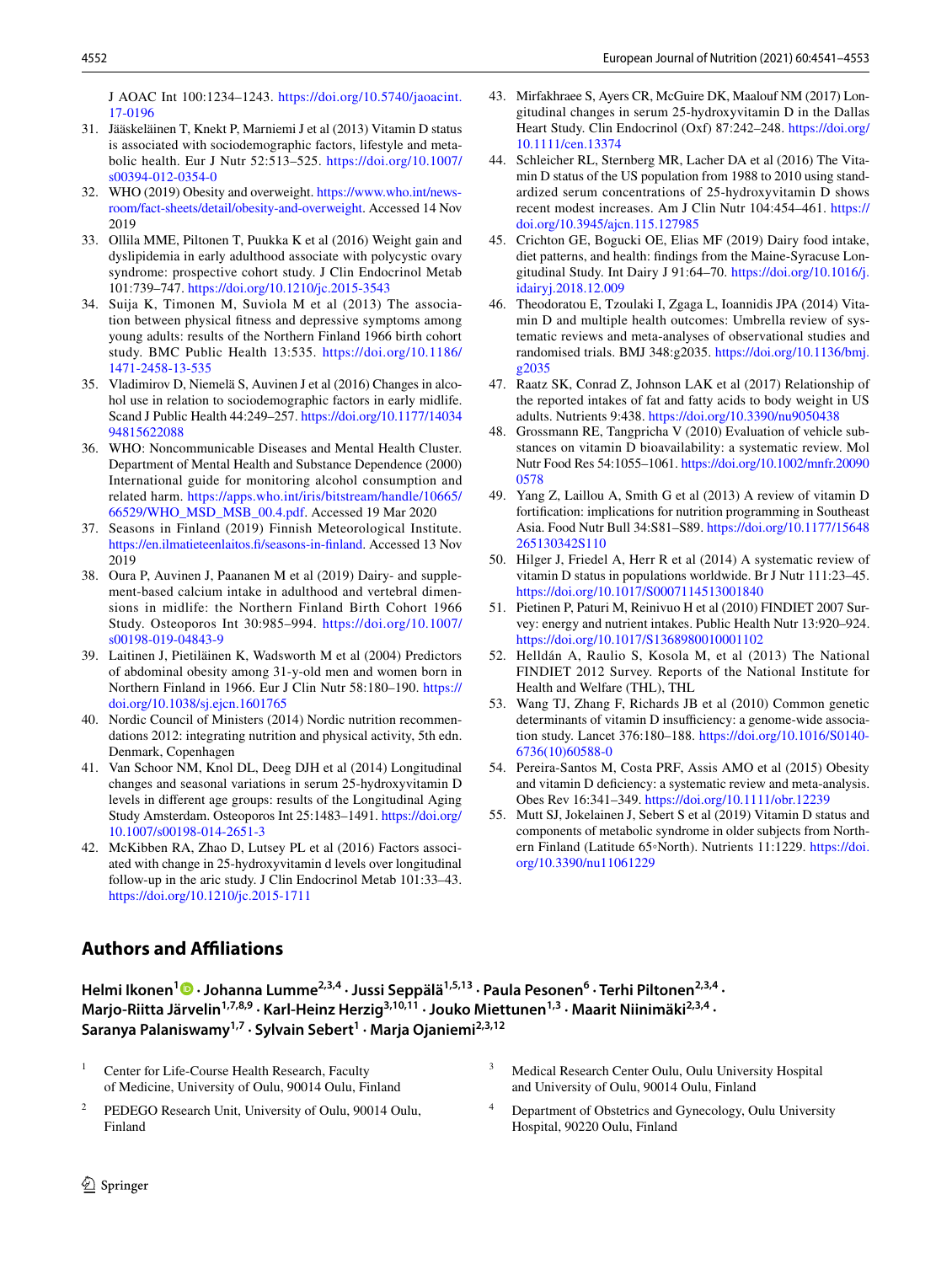J AOAC Int 100:1234–1243. https://doi.org/10.5740/jaoacint.17-0196

31. Jääskeläinen T, Knekt P, Marniemi J et al (2013) Vitamin D status is associated with sociodemographic factors, lifestyle and metabolic health. Eur J Nutr 52:513–525. https://doi.org/10.1007/s00394-012-0354-0
32. WHO (2019) Obesity and overweight. https://www.who.int/news-room/fact-sheets/detail/obesity-and-overweight. Accessed 14 Nov 2019
33. Ollila MME, Piltonen T, Puukka K et al (2016) Weight gain and dyslipidemia in early adulthood associate with polycystic ovary syndrome: prospective cohort study. J Clin Endocrinol Metab 101:739–747. https://doi.org/10.1210/jc.2015-3543
34. Suija K, Timonen M, Suviola M et al (2013) The association between physical fitness and depressive symptoms among young adults: results of the Northern Finland 1966 birth cohort study. BMC Public Health 13:535. https://doi.org/10.1186/1471-2458-13-535
35. Vladimirov D, Niemelä S, Auvinen J et al (2016) Changes in alcohol use in relation to sociodemographic factors in early midlife. Scand J Public Health 44:249–257. https://doi.org/10.1177/1403494815622088
36. WHO: Noncommunicable Diseases and Mental Health Cluster. Department of Mental Health and Substance Dependence (2000) International guide for monitoring alcohol consumption and related harm. https://apps.who.int/iris/bitstream/handle/10665/66529/WHO_MSD_MSB_00.4.pdf. Accessed 19 Mar 2020
37. Seasons in Finland (2019) Finnish Meteorological Institute. https://en.ilmatieteenlaitos.fi/seasons-in-finland. Accessed 13 Nov 2019
38. Oura P, Auvinen J, Paananen M et al (2019) Dairy- and supplement-based calcium intake in adulthood and vertebral dimensions in midlife: the Northern Finland Birth Cohort 1966 Study. Osteoporos Int 30:985–994. https://doi.org/10.1007/s00198-019-04843-9
39. Laitinen J, Pietiläinen K, Wadsworth M et al (2004) Predictors of abdominal obesity among 31-y-old men and women born in Northern Finland in 1966. Eur J Clin Nutr 58:180–190. https://doi.org/10.1038/sj.ejcn.1601765
40. Nordic Council of Ministers (2014) Nordic nutrition recommendations 2012: integrating nutrition and physical activity, 5th edn. Denmark, Copenhagen
41. Van Schoor NM, Knol DL, Deeg DJH et al (2014) Longitudinal changes and seasonal variations in serum 25-hydroxyvitamin D levels in different age groups: results of the Longitudinal Aging Study Amsterdam. Osteoporos Int 25:1483–1491. https://doi.org/10.1007/s00198-014-2651-3
42. McKibben RA, Zhao D, Lutsey PL et al (2016) Factors associated with change in 25-hydroxyvitamin d levels over longitudinal follow-up in the aric study. J Clin Endocrinol Metab 101:33–43. https://doi.org/10.1210/jc.2015-1711
43. Mirfakhraee S, Ayers CR, McGuire DK, Maalouf NM (2017) Longitudinal changes in serum 25-hydroxyvitamin D in the Dallas Heart Study. Clin Endocrinol (Oxf) 87:242–248. https://doi.org/10.1111/cen.13374
44. Schleicher RL, Sternberg MR, Lacher DA et al (2016) The Vitamin D status of the US population from 1988 to 2010 using standardized serum concentrations of 25-hydroxyvitamin D shows recent modest increases. Am J Clin Nutr 104:454–461. https://doi.org/10.3945/ajcn.115.127985
45. Crichton GE, Bogucki OE, Elias MF (2019) Dairy food intake, diet patterns, and health: findings from the Maine-Syracuse Longitudinal Study. Int Dairy J 91:64–70. https://doi.org/10.1016/j.idairyj.2018.12.009
46. Theodoratou E, Tzoulaki I, Zgaga L, Ioannidis JPA (2014) Vitamin D and multiple health outcomes: Umbrella review of systematic reviews and meta-analyses of observational studies and randomised trials. BMJ 348:g2035. https://doi.org/10.1136/bmj.g2035
47. Raatz SK, Conrad Z, Johnson LAK et al (2017) Relationship of the reported intakes of fat and fatty acids to body weight in US adults. Nutrients 9:438. https://doi.org/10.3390/nu9050438
48. Grossmann RE, Tangpricha V (2010) Evaluation of vehicle substances on vitamin D bioavailability: a systematic review. Mol Nutr Food Res 54:1055–1061. https://doi.org/10.1002/mnfr.200900578
49. Yang Z, Laillou A, Smith G et al (2013) A review of vitamin D fortification: implications for nutrition programming in Southeast Asia. Food Nutr Bull 34:S81–S89. https://doi.org/10.1177/15648265130342S110
50. Hilger J, Friedel A, Herr R et al (2014) A systematic review of vitamin D status in populations worldwide. Br J Nutr 111:23–45. https://doi.org/10.1017/S0007114513001840
51. Pietinen P, Paturi M, Reinivuo H et al (2010) FINDIET 2007 Survey: energy and nutrient intakes. Public Health Nutr 13:920–924. https://doi.org/10.1017/S1368980010001102
52. Helldán A, Raulio S, Kosola M, et al (2013) The National FINDIET 2012 Survey. Reports of the National Institute for Health and Welfare (THL), THL
53. Wang TJ, Zhang F, Richards JB et al (2010) Common genetic determinants of vitamin D insufficiency: a genome-wide association study. Lancet 376:180–188. https://doi.org/10.1016/S0140-6736(10)60588-0
54. Pereira-Santos M, Costa PRF, Assis AMO et al (2015) Obesity and vitamin D deficiency: a systematic review and meta-analysis. Obes Rev 16:341–349. https://doi.org/10.1111/obr.12239
55. Mutt SJ, Jokelainen J, Sebert S et al (2019) Vitamin D status and components of metabolic syndrome in older subjects from Northern Finland (Latitude 65◦North). Nutrients 11:1229. https://doi.org/10.3390/nu11061229

## Authors and Affiliations

**Helmi Ikonen[1] · Johanna Lumme[2,3,4] · Jussi Seppälä[1,5,13] · Paula Pesonen[6] · Terhi Piltonen[2,3,4] · Marjo-Riitta Järvelin[1,7,8,9] · Karl-Heinz Herzig[3,10,11] · Jouko Miettunen[1,3] · Maarit Niinimäki[2,3,4] · Saranya Palaniswamy[1,7] · Sylvain Sebert[1] · Marja Ojaniemi[2,3,12]**

[1] Center for Life-Course Health Research, Faculty of Medicine, University of Oulu, 90014 Oulu, Finland

[2] PEDEGO Research Unit, University of Oulu, 90014 Oulu, Finland

[3] Medical Research Center Oulu, Oulu University Hospital and University of Oulu, 90014 Oulu, Finland

[4] Department of Obstetrics and Gynecology, Oulu University Hospital, 90220 Oulu, Finland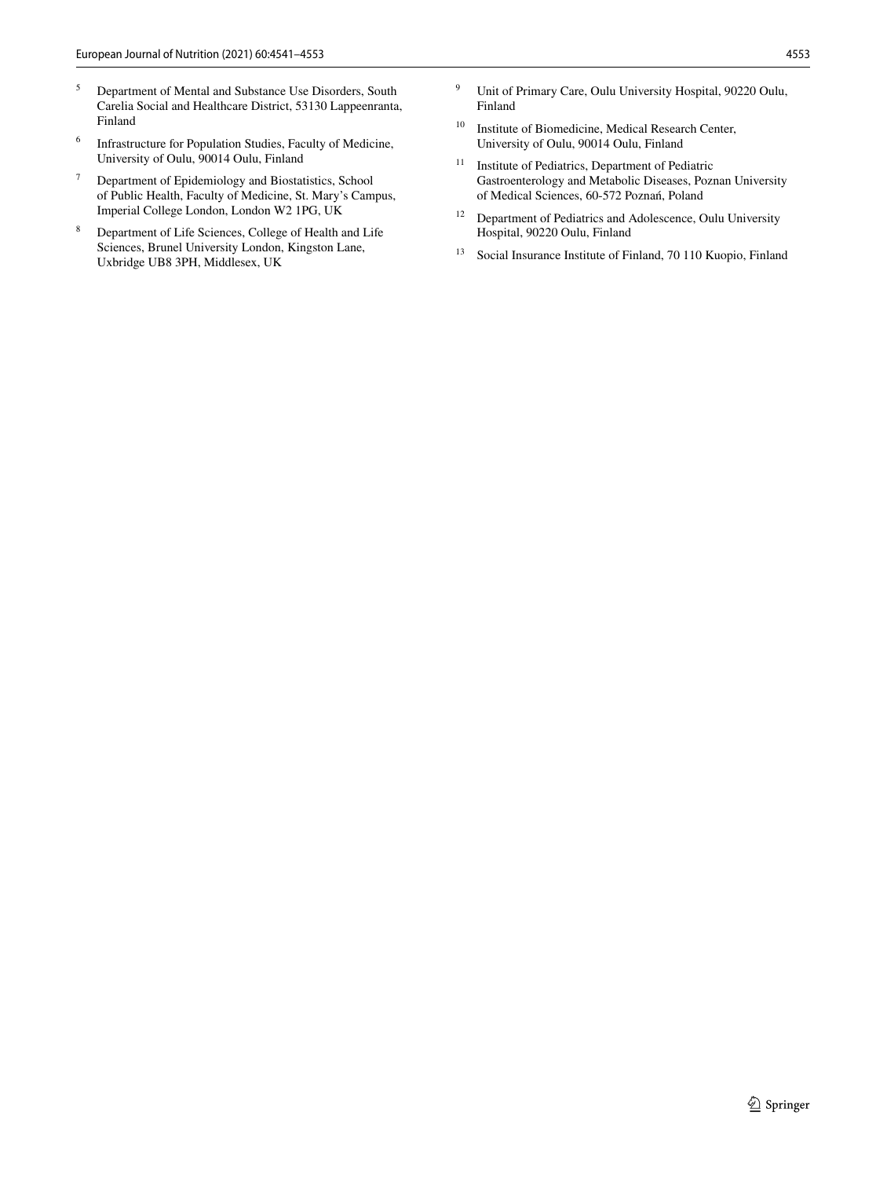[5] Department of Mental and Substance Use Disorders, South Carelia Social and Healthcare District, 53130 Lappeenranta, Finland

[6] Infrastructure for Population Studies, Faculty of Medicine, University of Oulu, 90014 Oulu, Finland

[7] Department of Epidemiology and Biostatistics, School of Public Health, Faculty of Medicine, St. Mary's Campus, Imperial College London, London W2 1PG, UK

[8] Department of Life Sciences, College of Health and Life Sciences, Brunel University London, Kingston Lane, Uxbridge UB8 3PH, Middlesex, UK

[9] Unit of Primary Care, Oulu University Hospital, 90220 Oulu, Finland

[10] Institute of Biomedicine, Medical Research Center, University of Oulu, 90014 Oulu, Finland

[11] Institute of Pediatrics, Department of Pediatric Gastroenterology and Metabolic Diseases, Poznan University of Medical Sciences, 60-572 Poznań, Poland

[12] Department of Pediatrics and Adolescence, Oulu University Hospital, 90220 Oulu, Finland

[13] Social Insurance Institute of Finland, 70 110 Kuopio, Finland